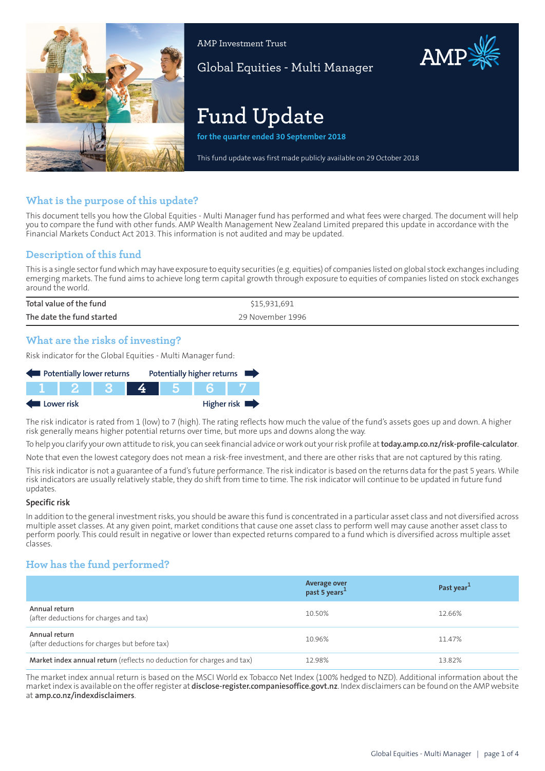AMP Investment Trust

Global Equities - Multi Manager

# Fund Update

**for the quarter ended 30 September 2018**

This fund update was first made publicly available on 29 October 2018

## What is the purpose of this update?

This document tells you how the Global Equities - Multi Manager fund has performed and what fees were charged. The document will help you to compare the fund with other funds. AMP Wealth Management New Zealand Limited prepared this update in accordance with the Financial Markets Conduct Act 2013. This information is not audited and may be updated.

## Description of this fund

This is a single sector fund which may have exposure to equity securities (e.g. equities) of companies listed on global stock exchanges including emerging markets. The fund aims to achieve long term capital growth through exposure to equities of companies listed on stock exchanges around the world.

| | |
|---|---|
| Total value of the fund | $15,931,691 |
| The date the fund started | 29 November 1996 |

## What are the risks of investing?

Risk indicator for the Global Equities - Multi Manager fund:

Potentially lower returns — Potentially higher returns

| 1 | 2 | 3 | **4** | 5 | 6 | 7 |
|---|---|---|---|---|---|---|

Lower risk — Higher risk

The risk indicator is rated from 1 (low) to 7 (high). The rating reflects how much the value of the fund's assets goes up and down. A higher risk generally means higher potential returns over time, but more ups and downs along the way.

To help you clarify your own attitude to risk, you can seek financial advice or work out your risk profile at **today.amp.co.nz/risk-profile-calculator**.

Note that even the lowest category does not mean a risk-free investment, and there are other risks that are not captured by this rating.

This risk indicator is not a guarantee of a fund's future performance. The risk indicator is based on the returns data for the past 5 years. While risk indicators are usually relatively stable, they do shift from time to time. The risk indicator will continue to be updated in future fund updates.

### Specific risk

In addition to the general investment risks, you should be aware this fund is concentrated in a particular asset class and not diversified across multiple asset classes. At any given point, market conditions that cause one asset class to perform well may cause another asset class to perform poorly. This could result in negative or lower than expected returns compared to a fund which is diversified across multiple asset classes.

## How has the fund performed?

| | Average over past 5 years[1] | Past year[1] |
|---|---|---|
| **Annual return** (after deductions for charges and tax) | 10.50% | 12.66% |
| **Annual return** (after deductions for charges but before tax) | 10.96% | 11.47% |
| **Market index annual return** (reflects no deduction for charges and tax) | 12.98% | 13.82% |

The market index annual return is based on the MSCI World ex Tobacco Net Index (100% hedged to NZD). Additional information about the market index is available on the offer register at **disclose-register.companiesoffice.govt.nz**. Index disclaimers can be found on the AMP website at **amp.co.nz/indexdisclaimers**.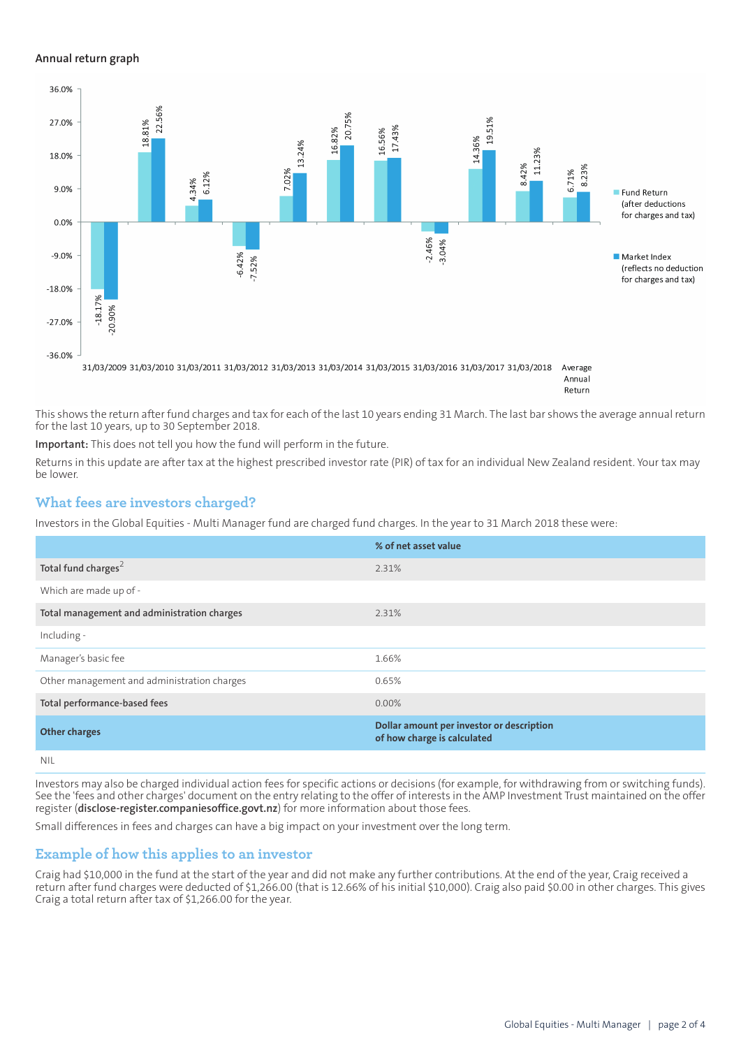## Annual return graph

| Year | Fund Return (after deductions for charges and tax) | Market Index (reflects no deduction for charges and tax) |
|---|---|---|
| 31/03/2009 | -18.17% | -20.90% |
| 31/03/2010 | 18.81% | 22.56% |
| 31/03/2011 | 4.34% | 6.12% |
| 31/03/2012 | -6.42% | -7.52% |
| 31/03/2013 | 7.02% | 13.24% |
| 31/03/2014 | 16.82% | 20.75% |
| 31/03/2015 | 16.56% | 17.43% |
| 31/03/2016 | -2.46% | -3.04% |
| 31/03/2017 | 14.36% | 19.51% |
| 31/03/2018 | 8.42% | 11.23% |
| Average Annual Return | 6.71% | 8.23% |

This shows the return after fund charges and tax for each of the last 10 years ending 31 March. The last bar shows the average annual return for the last 10 years, up to 30 September 2018.

**Important:** This does not tell you how the fund will perform in the future.

Returns in this update are after tax at the highest prescribed investor rate (PIR) of tax for an individual New Zealand resident. Your tax may be lower.

## What fees are investors charged?

Investors in the Global Equities - Multi Manager fund are charged fund charges. In the year to 31 March 2018 these were:

| | % of net asset value |
|---|---|
| **Total fund charges**[2] | 2.31% |
| Which are made up of - | |
| **Total management and administration charges** | 2.31% |
| Including - | |
| Manager's basic fee | 1.66% |
| Other management and administration charges | 0.65% |
| **Total performance-based fees** | 0.00% |
| **Other charges** | **Dollar amount per investor or description of how charge is calculated** |
| NIL | |

Investors may also be charged individual action fees for specific actions or decisions (for example, for withdrawing from or switching funds). See the 'fees and other charges' document on the entry relating to the offer of interests in the AMP Investment Trust maintained on the offer register (**disclose-register.companiesoffice.govt.nz**) for more information about those fees.

Small differences in fees and charges can have a big impact on your investment over the long term.

## Example of how this applies to an investor

Craig had $10,000 in the fund at the start of the year and did not make any further contributions. At the end of the year, Craig received a return after fund charges were deducted of $1,266.00 (that is 12.66% of his initial $10,000). Craig also paid $0.00 in other charges. This gives Craig a total return after tax of $1,266.00 for the year.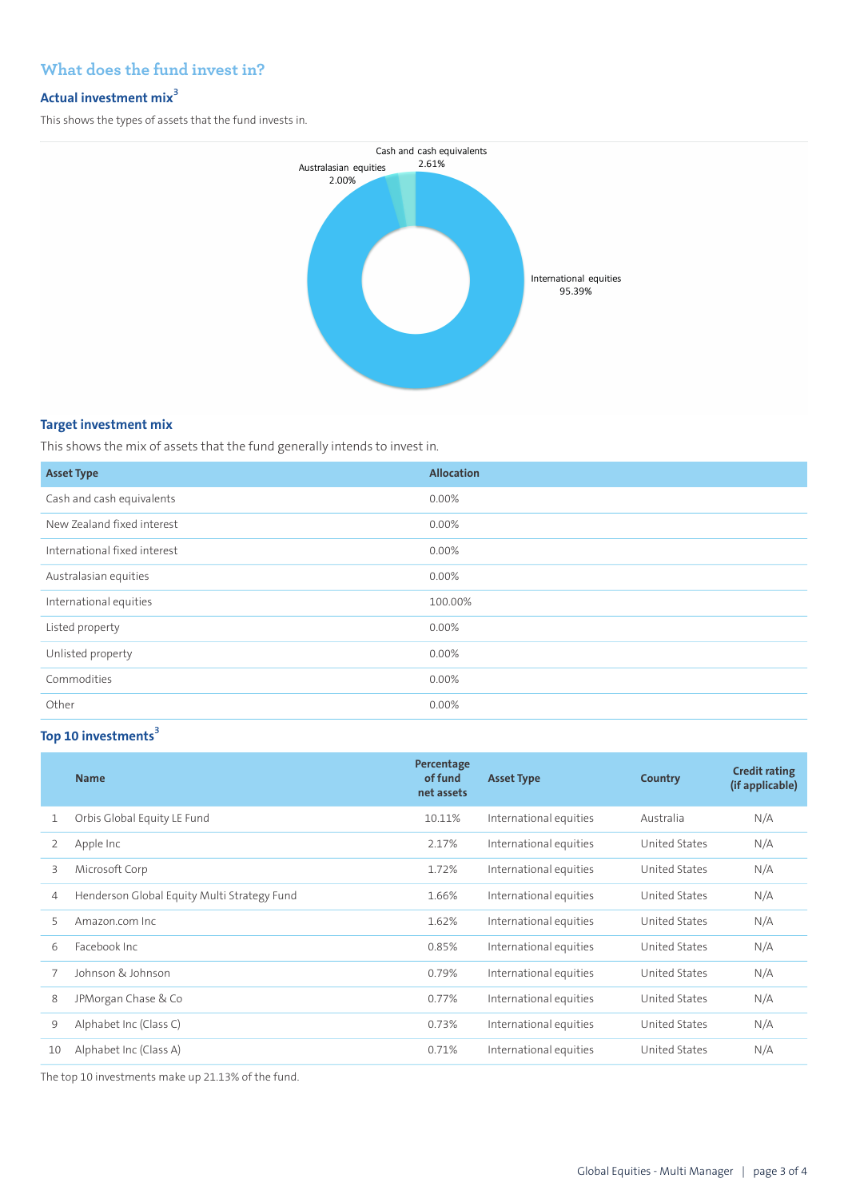## What does the fund invest in?

### Actual investment mix[3]

This shows the types of assets that the fund invests in.

Cash and cash equivalents 2.61%

Australasian equities 2.00%

International equities 95.39%

### Target investment mix

This shows the mix of assets that the fund generally intends to invest in.

| Asset Type | Allocation |
|---|---|
| Cash and cash equivalents | 0.00% |
| New Zealand fixed interest | 0.00% |
| International fixed interest | 0.00% |
| Australasian equities | 0.00% |
| International equities | 100.00% |
| Listed property | 0.00% |
| Unlisted property | 0.00% |
| Commodities | 0.00% |
| Other | 0.00% |

### Top 10 investments[3]

| | Name | Percentage of fund net assets | Asset Type | Country | Credit rating (if applicable) |
|---|---|---|---|---|---|
| 1 | Orbis Global Equity LE Fund | 10.11% | International equities | Australia | N/A |
| 2 | Apple Inc | 2.17% | International equities | United States | N/A |
| 3 | Microsoft Corp | 1.72% | International equities | United States | N/A |
| 4 | Henderson Global Equity Multi Strategy Fund | 1.66% | International equities | United States | N/A |
| 5 | Amazon.com Inc | 1.62% | International equities | United States | N/A |
| 6 | Facebook Inc | 0.85% | International equities | United States | N/A |
| 7 | Johnson & Johnson | 0.79% | International equities | United States | N/A |
| 8 | JPMorgan Chase & Co | 0.77% | International equities | United States | N/A |
| 9 | Alphabet Inc (Class C) | 0.73% | International equities | United States | N/A |
| 10 | Alphabet Inc (Class A) | 0.71% | International equities | United States | N/A |

The top 10 investments make up 21.13% of the fund.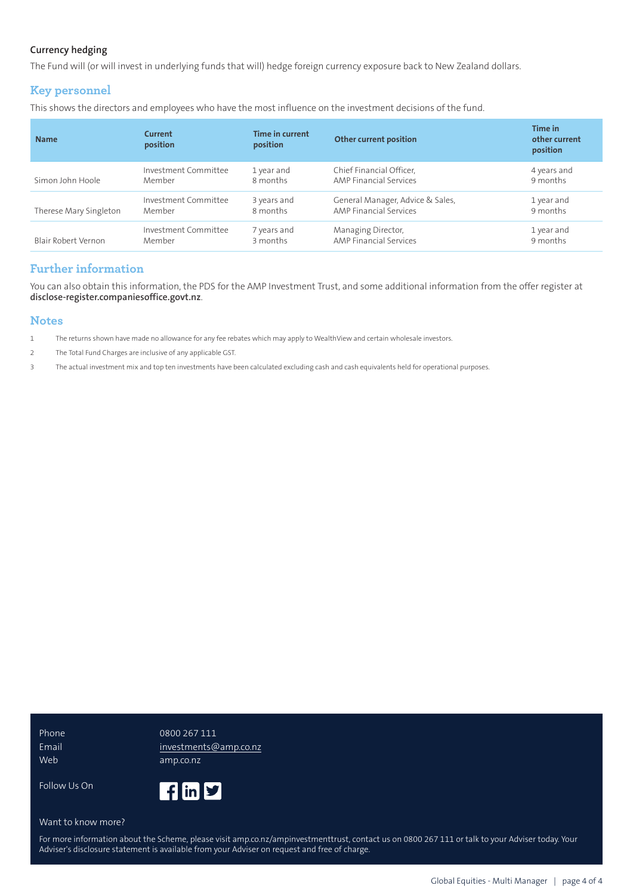### Currency hedging

The Fund will (or will invest in underlying funds that will) hedge foreign currency exposure back to New Zealand dollars.

## Key personnel

This shows the directors and employees who have the most influence on the investment decisions of the fund.

| Name | Current position | Time in current position | Other current position | Time in other current position |
|---|---|---|---|---|
| Simon John Hoole | Investment Committee Member | 1 year and 8 months | Chief Financial Officer, AMP Financial Services | 4 years and 9 months |
| Therese Mary Singleton | Investment Committee Member | 3 years and 8 months | General Manager, Advice & Sales, AMP Financial Services | 1 year and 9 months |
| Blair Robert Vernon | Investment Committee Member | 7 years and 3 months | Managing Director, AMP Financial Services | 1 year and 9 months |

## Further information

You can also obtain this information, the PDS for the AMP Investment Trust, and some additional information from the offer register at **disclose-register.companiesoffice.govt.nz**.

## Notes

1. The returns shown have made no allowance for any fee rebates which may apply to WealthView and certain wholesale investors.
2. The Total Fund Charges are inclusive of any applicable GST.
3. The actual investment mix and top ten investments have been calculated excluding cash and cash equivalents held for operational purposes.

| | |
|---|---|
| Phone | 0800 267 111 |
| Email | investments@amp.co.nz |
| Web | amp.co.nz |

Follow Us On

Want to know more?

For more information about the Scheme, please visit amp.co.nz/ampinvestmenttrust, contact us on 0800 267 111 or talk to your Adviser today. Your Adviser's disclosure statement is available from your Adviser on request and free of charge.